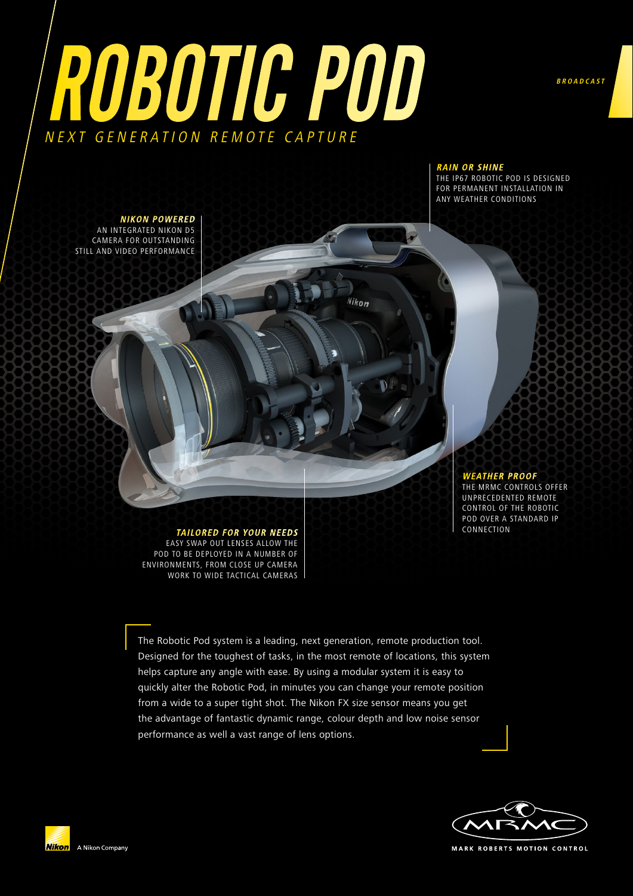# ROBOTIC POD

*NEXT GENERATION REMOTE CAPTURE*

*BROADCAST*

***RAIN OR SHINE***

THE IP67 ROBOTIC POD IS DESIGNED FOR PERMANENT INSTALLATION IN ANY WEATHER CONDITIONS

***NIKON POWERED***

AN INTEGRATED NIKON D5 CAMERA FOR OUTSTANDING STILL AND VIDEO PERFORMANCE

***WEATHER PROOF***

THE MRMC CONTROLS OFFER UNPRECEDENTED REMOTE CONTROL OF THE ROBOTIC POD OVER A STANDARD IP CONNECTION

***TAILORED FOR YOUR NEEDS***

EASY SWAP OUT LENSES ALLOW THE POD TO BE DEPLOYED IN A NUMBER OF ENVIRONMENTS, FROM CLOSE UP CAMERA WORK TO WIDE TACTICAL CAMERAS

The Robotic Pod system is a leading, next generation, remote production tool. Designed for the toughest of tasks, in the most remote of locations, this system helps capture any angle with ease. By using a modular system it is easy to quickly alter the Robotic Pod, in minutes you can change your remote position from a wide to a super tight shot. The Nikon FX size sensor means you get the advantage of fantastic dynamic range, colour depth and low noise sensor performance as well a vast range of lens options.

Nikon A Nikon Company

MRMC MARK ROBERTS MOTION CONTROL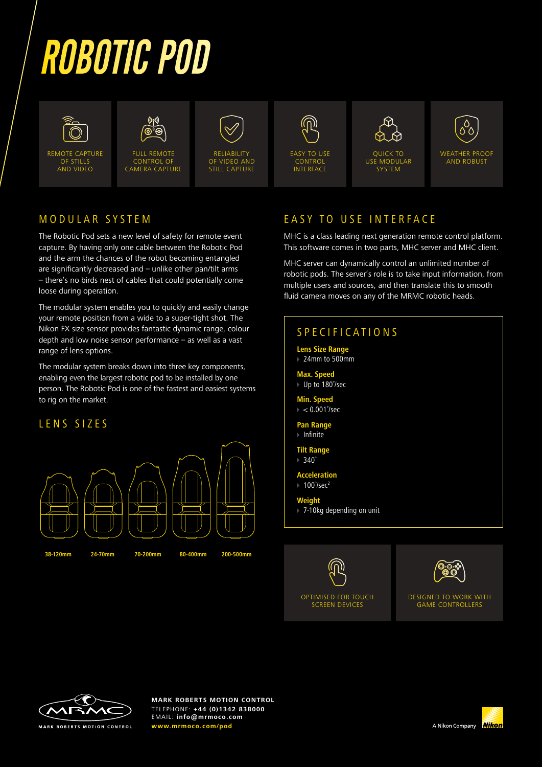# ROBOTIC POD

REMOTE CAPTURE OF STILLS AND VIDEO

FULL REMOTE CONTROL OF CAMERA CAPTURE

RELIABILITY OF VIDEO AND STILL CAPTURE

EASY TO USE CONTROL INTERFACE

QUICK TO USE MODULAR SYSTEM

WEATHER PROOF AND ROBUST

## MODULAR SYSTEM

The Robotic Pod sets a new level of safety for remote event capture. By having only one cable between the Robotic Pod and the arm the chances of the robot becoming entangled are significantly decreased and – unlike other pan/tilt arms – there's no birds nest of cables that could potentially come loose during operation.

The modular system enables you to quickly and easily change your remote position from a wide to a super-tight shot. The Nikon FX size sensor provides fantastic dynamic range, colour depth and low noise sensor performance – as well as a vast range of lens options.

The modular system breaks down into three key components, enabling even the largest robotic pod to be installed by one person. The Robotic Pod is one of the fastest and easiest systems to rig on the market.

## LENS SIZES

38-120mm

24-70mm

70-200mm

80-400mm

200-500mm

## EASY TO USE INTERFACE

MHC is a class leading next generation remote control platform. This software comes in two parts, MHC server and MHC client.

MHC server can dynamically control an unlimited number of robotic pods. The server's role is to take input information, from multiple users and sources, and then translate this to smooth fluid camera moves on any of the MRMC robotic heads.

## SPECIFICATIONS

**Lens Size Range**
- 24mm to 500mm

**Max. Speed**
- Up to 180˚/sec

**Min. Speed**
- < 0.001˚/sec

**Pan Range**
- Infinite

**Tilt Range**
- 340˚

**Acceleration**
- 100˚/sec²

**Weight**
- 7-10kg depending on unit

OPTIMISED FOR TOUCH SCREEN DEVICES

DESIGNED TO WORK WITH GAME CONTROLLERS

MARK ROBERTS MOTION CONTROL

**MARK ROBERTS MOTION CONTROL**
TELEPHONE: **+44 (0)1342 838000**
EMAIL: **info@mrmoco.com**
**www.mrmoco.com/pod**

A Nikon Company